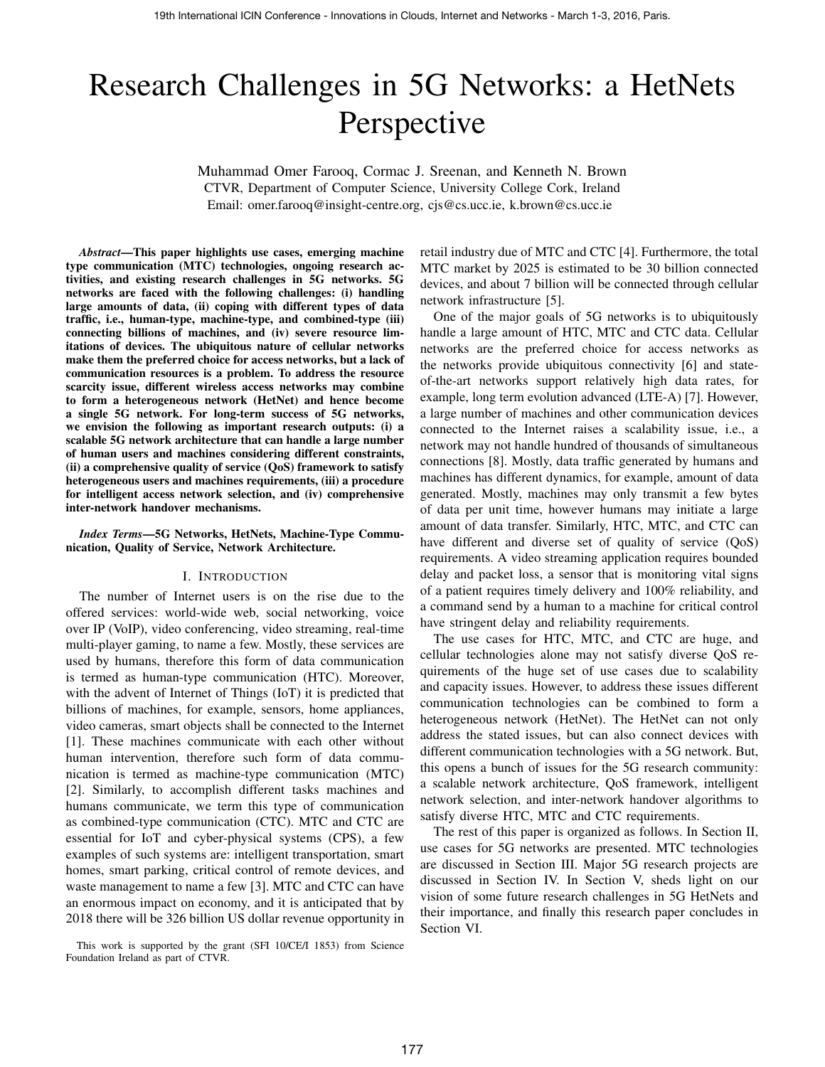# Research Challenges in 5G Networks: a HetNets Perspective

Muhammad Omer Farooq, Cormac J. Sreenan, and Kenneth N. Brown
CTVR, Department of Computer Science, University College Cork, Ireland
Email: omer.farooq@insight-centre.org, cjs@cs.ucc.ie, k.brown@cs.ucc.ie

***Abstract*—This paper highlights use cases, emerging machine type communication (MTC) technologies, ongoing research activities, and existing research challenges in 5G networks. 5G networks are faced with the following challenges: (i) handling large amounts of data, (ii) coping with different types of data traffic, i.e., human-type, machine-type, and combined-type (iii) connecting billions of machines, and (iv) severe resource limitations of devices. The ubiquitous nature of cellular networks make them the preferred choice for access networks, but a lack of communication resources is a problem. To address the resource scarcity issue, different wireless access networks may combine to form a heterogeneous network (HetNet) and hence become a single 5G network. For long-term success of 5G networks, we envision the following as important research outputs: (i) a scalable 5G network architecture that can handle a large number of human users and machines considering different constraints, (ii) a comprehensive quality of service (QoS) framework to satisfy heterogeneous users and machines requirements, (iii) a procedure for intelligent access network selection, and (iv) comprehensive inter-network handover mechanisms.**

***Index Terms*—5G Networks, HetNets, Machine-Type Communication, Quality of Service, Network Architecture.**

## I. Introduction

The number of Internet users is on the rise due to the offered services: world-wide web, social networking, voice over IP (VoIP), video conferencing, video streaming, real-time multi-player gaming, to name a few. Mostly, these services are used by humans, therefore this form of data communication is termed as human-type communication (HTC). Moreover, with the advent of Internet of Things (IoT) it is predicted that billions of machines, for example, sensors, home appliances, video cameras, smart objects shall be connected to the Internet [1]. These machines communicate with each other without human intervention, therefore such form of data communication is termed as machine-type communication (MTC) [2]. Similarly, to accomplish different tasks machines and humans communicate, we term this type of communication as combined-type communication (CTC). MTC and CTC are essential for IoT and cyber-physical systems (CPS), a few examples of such systems are: intelligent transportation, smart homes, smart parking, critical control of remote devices, and waste management to name a few [3]. MTC and CTC can have an enormous impact on economy, and it is anticipated that by 2018 there will be 326 billion US dollar revenue opportunity in retail industry due of MTC and CTC [4]. Furthermore, the total MTC market by 2025 is estimated to be 30 billion connected devices, and about 7 billion will be connected through cellular network infrastructure [5].

One of the major goals of 5G networks is to ubiquitously handle a large amount of HTC, MTC and CTC data. Cellular networks are the preferred choice for access networks as the networks provide ubiquitous connectivity [6] and state-of-the-art networks support relatively high data rates, for example, long term evolution advanced (LTE-A) [7]. However, a large number of machines and other communication devices connected to the Internet raises a scalability issue, i.e., a network may not handle hundred of thousands of simultaneous connections [8]. Mostly, data traffic generated by humans and machines has different dynamics, for example, amount of data generated. Mostly, machines may only transmit a few bytes of data per unit time, however humans may initiate a large amount of data transfer. Similarly, HTC, MTC, and CTC can have different and diverse set of quality of service (QoS) requirements. A video streaming application requires bounded delay and packet loss, a sensor that is monitoring vital signs of a patient requires timely delivery and 100% reliability, and a command send by a human to a machine for critical control have stringent delay and reliability requirements.

The use cases for HTC, MTC, and CTC are huge, and cellular technologies alone may not satisfy diverse QoS requirements of the huge set of use cases due to scalability and capacity issues. However, to address these issues different communication technologies can be combined to form a heterogeneous network (HetNet). The HetNet can not only address the stated issues, but can also connect devices with different communication technologies with a 5G network. But, this opens a bunch of issues for the 5G research community: a scalable network architecture, QoS framework, intelligent network selection, and inter-network handover algorithms to satisfy diverse HTC, MTC and CTC requirements.

The rest of this paper is organized as follows. In Section II, use cases for 5G networks are presented. MTC technologies are discussed in Section III. Major 5G research projects are discussed in Section IV. In Section V, sheds light on our vision of some future research challenges in 5G HetNets and their importance, and finally this research paper concludes in Section VI.

This work is supported by the grant (SFI 10/CE/I 1853) from Science Foundation Ireland as part of CTVR.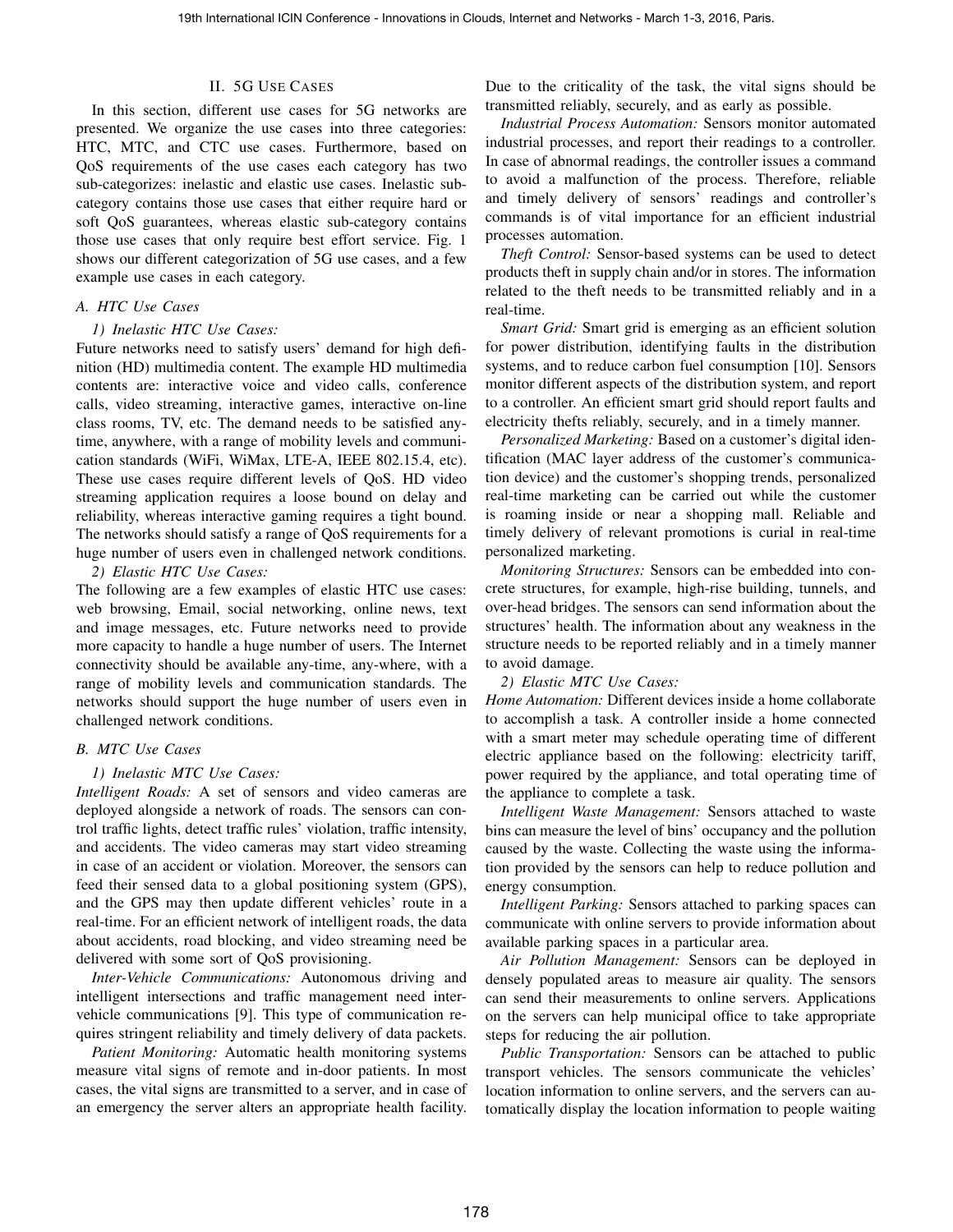## II. 5G Use Cases

In this section, different use cases for 5G networks are presented. We organize the use cases into three categories: HTC, MTC, and CTC use cases. Furthermore, based on QoS requirements of the use cases each category has two sub-categorizes: inelastic and elastic use cases. Inelastic sub-category contains those use cases that either require hard or soft QoS guarantees, whereas elastic sub-category contains those use cases that only require best effort service. Fig. 1 shows our different categorization of 5G use cases, and a few example use cases in each category.

### A. HTC Use Cases

#### 1) Inelastic HTC Use Cases:

Future networks need to satisfy users' demand for high definition (HD) multimedia content. The example HD multimedia contents are: interactive voice and video calls, conference calls, video streaming, interactive games, interactive on-line class rooms, TV, etc. The demand needs to be satisfied anytime, anywhere, with a range of mobility levels and communication standards (WiFi, WiMax, LTE-A, IEEE 802.15.4, etc). These use cases require different levels of QoS. HD video streaming application requires a loose bound on delay and reliability, whereas interactive gaming requires a tight bound. The networks should satisfy a range of QoS requirements for a huge number of users even in challenged network conditions.

#### 2) Elastic HTC Use Cases:

The following are a few examples of elastic HTC use cases: web browsing, Email, social networking, online news, text and image messages, etc. Future networks need to provide more capacity to handle a huge number of users. The Internet connectivity should be available any-time, any-where, with a range of mobility levels and communication standards. The networks should support the huge number of users even in challenged network conditions.

### B. MTC Use Cases

#### 1) Inelastic MTC Use Cases:

*Intelligent Roads:* A set of sensors and video cameras are deployed alongside a network of roads. The sensors can control traffic lights, detect traffic rules' violation, traffic intensity, and accidents. The video cameras may start video streaming in case of an accident or violation. Moreover, the sensors can feed their sensed data to a global positioning system (GPS), and the GPS may then update different vehicles' route in a real-time. For an efficient network of intelligent roads, the data about accidents, road blocking, and video streaming need be delivered with some sort of QoS provisioning.

*Inter-Vehicle Communications:* Autonomous driving and intelligent intersections and traffic management need inter-vehicle communications [9]. This type of communication requires stringent reliability and timely delivery of data packets.

*Patient Monitoring:* Automatic health monitoring systems measure vital signs of remote and in-door patients. In most cases, the vital signs are transmitted to a server, and in case of an emergency the server alters an appropriate health facility. Due to the criticality of the task, the vital signs should be transmitted reliably, securely, and as early as possible.

*Industrial Process Automation:* Sensors monitor automated industrial processes, and report their readings to a controller. In case of abnormal readings, the controller issues a command to avoid a malfunction of the process. Therefore, reliable and timely delivery of sensors' readings and controller's commands is of vital importance for an efficient industrial processes automation.

*Theft Control:* Sensor-based systems can be used to detect products theft in supply chain and/or in stores. The information related to the theft needs to be transmitted reliably and in a real-time.

*Smart Grid:* Smart grid is emerging as an efficient solution for power distribution, identifying faults in the distribution systems, and to reduce carbon fuel consumption [10]. Sensors monitor different aspects of the distribution system, and report to a controller. An efficient smart grid should report faults and electricity thefts reliably, securely, and in a timely manner.

*Personalized Marketing:* Based on a customer's digital identification (MAC layer address of the customer's communication device) and the customer's shopping trends, personalized real-time marketing can be carried out while the customer is roaming inside or near a shopping mall. Reliable and timely delivery of relevant promotions is curial in real-time personalized marketing.

*Monitoring Structures:* Sensors can be embedded into concrete structures, for example, high-rise building, tunnels, and over-head bridges. The sensors can send information about the structures' health. The information about any weakness in the structure needs to be reported reliably and in a timely manner to avoid damage.

#### 2) Elastic MTC Use Cases:

*Home Automation:* Different devices inside a home collaborate to accomplish a task. A controller inside a home connected with a smart meter may schedule operating time of different electric appliance based on the following: electricity tariff, power required by the appliance, and total operating time of the appliance to complete a task.

*Intelligent Waste Management:* Sensors attached to waste bins can measure the level of bins' occupancy and the pollution caused by the waste. Collecting the waste using the information provided by the sensors can help to reduce pollution and energy consumption.

*Intelligent Parking:* Sensors attached to parking spaces can communicate with online servers to provide information about available parking spaces in a particular area.

*Air Pollution Management:* Sensors can be deployed in densely populated areas to measure air quality. The sensors can send their measurements to online servers. Applications on the servers can help municipal office to take appropriate steps for reducing the air pollution.

*Public Transportation:* Sensors can be attached to public transport vehicles. The sensors communicate the vehicles' location information to online servers, and the servers can automatically display the location information to people waiting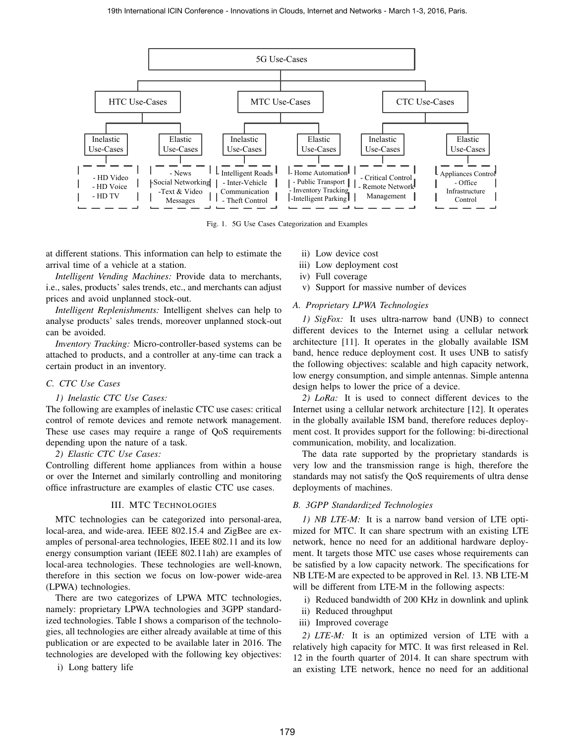5G Use-Cases

HTC Use-Cases

MTC Use-Cases

CTC Use-Cases

Inelastic Use-Cases

Elastic Use-Cases

Inelastic Use-Cases

Elastic Use-Cases

Inelastic Use-Cases

Elastic Use-Cases

- HD Video
- HD Voice
- HD TV

- News
- Social Networking
- Text & Video Messages

- Intelligent Roads
- Inter-Vehicle Communication
- Theft Control

- Home Automation
- Public Transport
- Inventory Tracking
- Intelligent Parking

- Critical Control
- Remote Network Management

- Appliances Control
- Office Infrastructure Control

Fig. 1. 5G Use Cases Categorization and Examples

at different stations. This information can help to estimate the arrival time of a vehicle at a station.

*Intelligent Vending Machines:* Provide data to merchants, i.e., sales, products' sales trends, etc., and merchants can adjust prices and avoid unplanned stock-out.

*Intelligent Replenishments:* Intelligent shelves can help to analyse products' sales trends, moreover unplanned stock-out can be avoided.

*Inventory Tracking:* Micro-controller-based systems can be attached to products, and a controller at any-time can track a certain product in an inventory.

### C. CTC Use Cases

*1) Inelastic CTC Use Cases:*
The following are examples of inelastic CTC use cases: critical control of remote devices and remote network management. These use cases may require a range of QoS requirements depending upon the nature of a task.

*2) Elastic CTC Use Cases:*
Controlling different home appliances from within a house or over the Internet and similarly controlling and monitoring office infrastructure are examples of elastic CTC use cases.

## III. MTC Technologies

MTC technologies can be categorized into personal-area, local-area, and wide-area. IEEE 802.15.4 and ZigBee are examples of personal-area technologies, IEEE 802.11 and its low energy consumption variant (IEEE 802.11ah) are examples of local-area technologies. These technologies are well-known, therefore in this section we focus on low-power wide-area (LPWA) technologies.

There are two categorizes of LPWA MTC technologies, namely: proprietary LPWA technologies and 3GPP standardized technologies. Table I shows a comparison of the technologies, all technologies are either already available at time of this publication or are expected to be available later in 2016. The technologies are developed with the following key objectives:

i) Long battery life
ii) Low device cost
iii) Low deployment cost
iv) Full coverage
v) Support for massive number of devices

### A. Proprietary LPWA Technologies

*1) SigFox:* It uses ultra-narrow band (UNB) to connect different devices to the Internet using a cellular network architecture [11]. It operates in the globally available ISM band, hence reduce deployment cost. It uses UNB to satisfy the following objectives: scalable and high capacity network, low energy consumption, and simple antennas. Simple antenna design helps to lower the price of a device.

*2) LoRa:* It is used to connect different devices to the Internet using a cellular network architecture [12]. It operates in the globally available ISM band, therefore reduces deployment cost. It provides support for the following: bi-directional communication, mobility, and localization.

The data rate supported by the proprietary standards is very low and the transmission range is high, therefore the standards may not satisfy the QoS requirements of ultra dense deployments of machines.

### B. 3GPP Standardized Technologies

*1) NB LTE-M:* It is a narrow band version of LTE optimized for MTC. It can share spectrum with an existing LTE network, hence no need for an additional hardware deployment. It targets those MTC use cases whose requirements can be satisfied by a low capacity network. The specifications for NB LTE-M are expected to be approved in Rel. 13. NB LTE-M will be different from LTE-M in the following aspects:

i) Reduced bandwidth of 200 KHz in downlink and uplink
ii) Reduced throughput
iii) Improved coverage

*2) LTE-M:* It is an optimized version of LTE with a relatively high capacity for MTC. It was first released in Rel. 12 in the fourth quarter of 2014. It can share spectrum with an existing LTE network, hence no need for an additional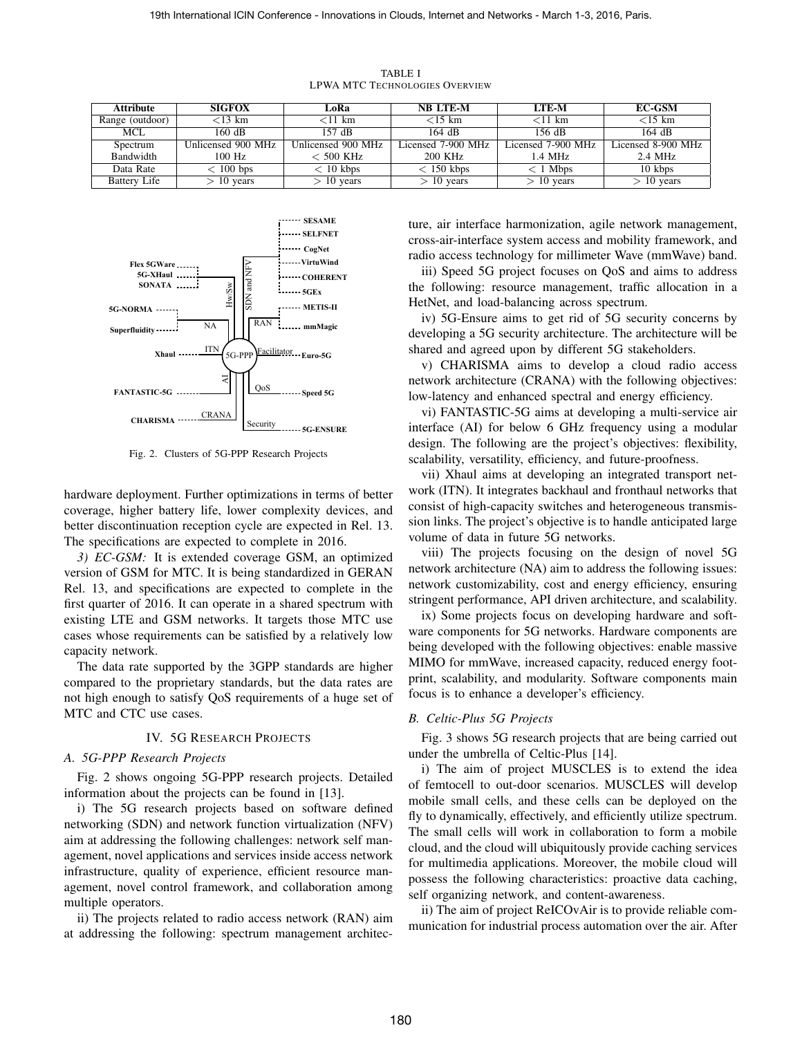TABLE I
LPWA MTC TECHNOLOGIES OVERVIEW

| Attribute | SIGFOX | LoRa | NB LTE-M | LTE-M | EC-GSM |
|---|---|---|---|---|---|
| Range (outdoor) | <13 km | <11 km | <15 km | <11 km | <15 km |
| MCL | 160 dB | 157 dB | 164 dB | 156 dB | 164 dB |
| Spectrum | Unlicensed 900 MHz | Unlicensed 900 MHz | Licensed 7-900 MHz | Licensed 7-900 MHz | Licensed 8-900 MHz |
| Bandwidth | 100 Hz | < 500 KHz | 200 KHz | 1.4 MHz | 2.4 MHz |
| Data Rate | < 100 bps | < 10 kbps | < 150 kbps | < 1 Mbps | 10 kbps |
| Battery Life | > 10 years | > 10 years | > 10 years | > 10 years | > 10 years |

SESAME
SELFNET
CogNet
VirtuWind
COHERENT
5GEx
Flex 5GWare
5G-XHaul
SONATA
Hw/Sw
SDN and NFV
5G-NORMA
Superfluidity
NA
RAN
METIS-II
mmMagic
Xhaul
ITN
5G-PPP
Facilitator
Euro-5G
AI
QoS
FANTASTIC-5G
Speed 5G
CHARISMA
CRANA
Security
5G-ENSURE

Fig. 2. Clusters of 5G-PPP Research Projects

hardware deployment. Further optimizations in terms of better coverage, higher battery life, lower complexity devices, and better discontinuation reception cycle are expected in Rel. 13. The specifications are expected to complete in 2016.

*3) EC-GSM:* It is extended coverage GSM, an optimized version of GSM for MTC. It is being standardized in GERAN Rel. 13, and specifications are expected to complete in the first quarter of 2016. It can operate in a shared spectrum with existing LTE and GSM networks. It targets those MTC use cases whose requirements can be satisfied by a relatively low capacity network.

The data rate supported by the 3GPP standards are higher compared to the proprietary standards, but the data rates are not high enough to satisfy QoS requirements of a huge set of MTC and CTC use cases.

## IV. 5G Research Projects

### A. 5G-PPP Research Projects

Fig. 2 shows ongoing 5G-PPP research projects. Detailed information about the projects can be found in [13].

i) The 5G research projects based on software defined networking (SDN) and network function virtualization (NFV) aim at addressing the following challenges: network self management, novel applications and services inside access network infrastructure, quality of experience, efficient resource management, novel control framework, and collaboration among multiple operators.

ii) The projects related to radio access network (RAN) aim at addressing the following: spectrum management architecture, air interface harmonization, agile network management, cross-air-interface system access and mobility framework, and radio access technology for millimeter Wave (mmWave) band.

iii) Speed 5G project focuses on QoS and aims to address the following: resource management, traffic allocation in a HetNet, and load-balancing across spectrum.

iv) 5G-Ensure aims to get rid of 5G security concerns by developing a 5G security architecture. The architecture will be shared and agreed upon by different 5G stakeholders.

v) CHARISMA aims to develop a cloud radio access network architecture (CRANA) with the following objectives: low-latency and enhanced spectral and energy efficiency.

vi) FANTASTIC-5G aims at developing a multi-service air interface (AI) for below 6 GHz frequency using a modular design. The following are the project's objectives: flexibility, scalability, versatility, efficiency, and future-proofness.

vii) Xhaul aims at developing an integrated transport network (ITN). It integrates backhaul and fronthaul networks that consist of high-capacity switches and heterogeneous transmission links. The project's objective is to handle anticipated large volume of data in future 5G networks.

viii) The projects focusing on the design of novel 5G network architecture (NA) aim to address the following issues: network customizability, cost and energy efficiency, ensuring stringent performance, API driven architecture, and scalability.

ix) Some projects focus on developing hardware and software components for 5G networks. Hardware components are being developed with the following objectives: enable massive MIMO for mmWave, increased capacity, reduced energy footprint, scalability, and modularity. Software components main focus is to enhance a developer's efficiency.

### B. Celtic-Plus 5G Projects

Fig. 3 shows 5G research projects that are being carried out under the umbrella of Celtic-Plus [14].

i) The aim of project MUSCLES is to extend the idea of femtocell to out-door scenarios. MUSCLES will develop mobile small cells, and these cells can be deployed on the fly to dynamically, effectively, and efficiently utilize spectrum. The small cells will work in collaboration to form a mobile cloud, and the cloud will ubiquitously provide caching services for multimedia applications. Moreover, the mobile cloud will possess the following characteristics: proactive data caching, self organizing network, and content-awareness.

ii) The aim of project ReICOvAir is to provide reliable communication for industrial process automation over the air. After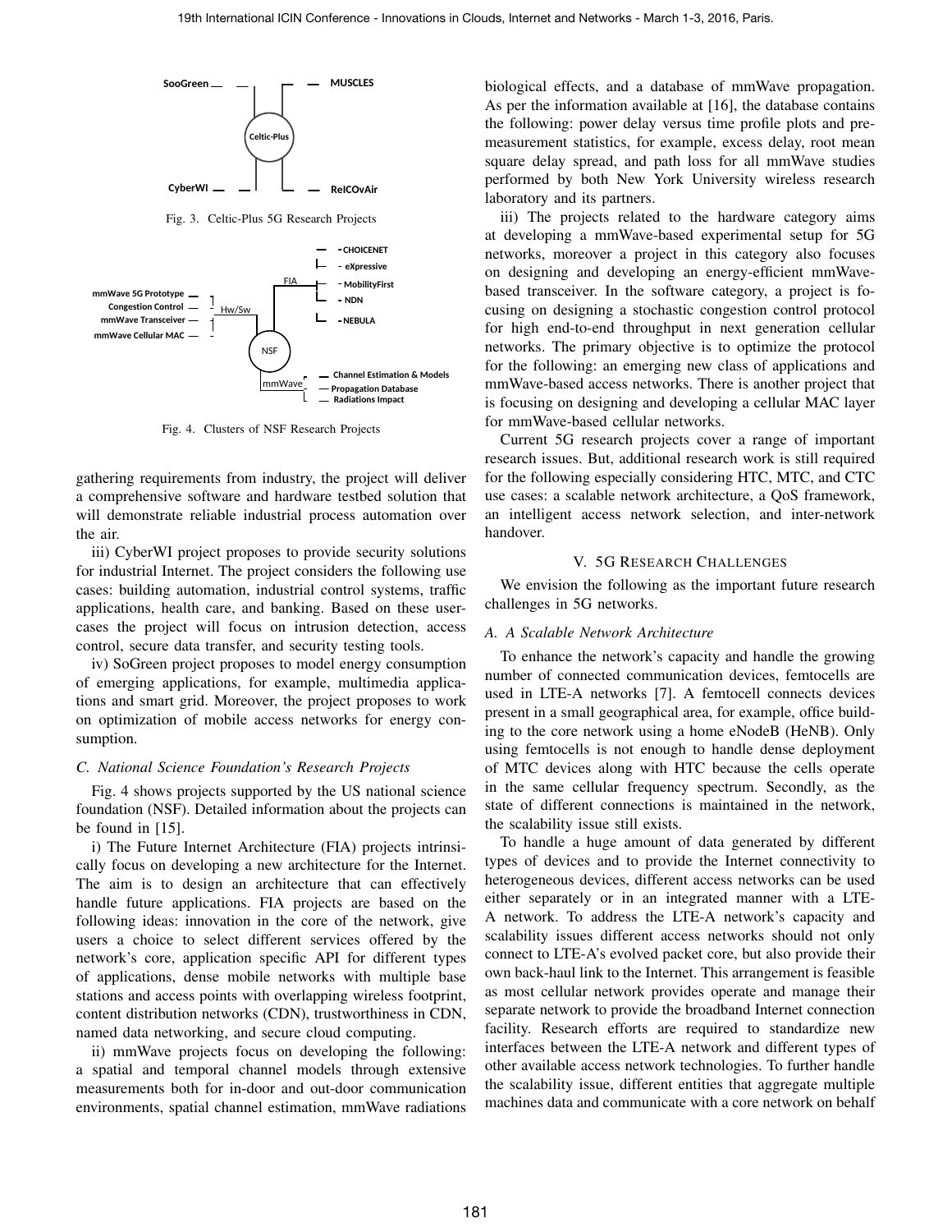SooGreen

MUSCLES

Celtic-Plus

CyberWI

RelCOvAir

Fig. 3. Celtic-Plus 5G Research Projects

CHOICENET
eXpressive
FIA
MobilityFirst
NDN
NEBULA
mmWave 5G Prototype
Congestion Control
mmWave Transceiver
mmWave Cellular MAC
Hw/Sw
NSF
Channel Estimation & Models
mmWave
Propagation Database
Radiations Impact

Fig. 4. Clusters of NSF Research Projects

gathering requirements from industry, the project will deliver a comprehensive software and hardware testbed solution that will demonstrate reliable industrial process automation over the air.

iii) CyberWI project proposes to provide security solutions for industrial Internet. The project considers the following use cases: building automation, industrial control systems, traffic applications, health care, and banking. Based on these user-cases the project will focus on intrusion detection, access control, secure data transfer, and security testing tools.

iv) SoGreen project proposes to model energy consumption of emerging applications, for example, multimedia applications and smart grid. Moreover, the project proposes to work on optimization of mobile access networks for energy consumption.

### C. National Science Foundation's Research Projects

Fig. 4 shows projects supported by the US national science foundation (NSF). Detailed information about the projects can be found in [15].

i) The Future Internet Architecture (FIA) projects intrinsically focus on developing a new architecture for the Internet. The aim is to design an architecture that can effectively handle future applications. FIA projects are based on the following ideas: innovation in the core of the network, give users a choice to select different services offered by the network's core, application specific API for different types of applications, dense mobile networks with multiple base stations and access points with overlapping wireless footprint, content distribution networks (CDN), trustworthiness in CDN, named data networking, and secure cloud computing.

ii) mmWave projects focus on developing the following: a spatial and temporal channel models through extensive measurements both for in-door and out-door communication environments, spatial channel estimation, mmWave radiations biological effects, and a database of mmWave propagation. As per the information available at [16], the database contains the following: power delay versus time profile plots and pre-measurement statistics, for example, excess delay, root mean square delay spread, and path loss for all mmWave studies performed by both New York University wireless research laboratory and its partners.

iii) The projects related to the hardware category aims at developing a mmWave-based experimental setup for 5G networks, moreover a project in this category also focuses on designing and developing an energy-efficient mmWave-based transceiver. In the software category, a project is focusing on designing a stochastic congestion control protocol for high end-to-end throughput in next generation cellular networks. The primary objective is to optimize the protocol for the following: an emerging new class of applications and mmWave-based access networks. There is another project that is focusing on designing and developing a cellular MAC layer for mmWave-based cellular networks.

Current 5G research projects cover a range of important research issues. But, additional research work is still required for the following especially considering HTC, MTC, and CTC use cases: a scalable network architecture, a QoS framework, an intelligent access network selection, and inter-network handover.

## V. 5G Research Challenges

We envision the following as the important future research challenges in 5G networks.

### A. A Scalable Network Architecture

To enhance the network's capacity and handle the growing number of connected communication devices, femtocells are used in LTE-A networks [7]. A femtocell connects devices present in a small geographical area, for example, office building to the core network using a home eNodeB (HeNB). Only using femtocells is not enough to handle dense deployment of MTC devices along with HTC because the cells operate in the same cellular frequency spectrum. Secondly, as the state of different connections is maintained in the network, the scalability issue still exists.

To handle a huge amount of data generated by different types of devices and to provide the Internet connectivity to heterogeneous devices, different access networks can be used either separately or in an integrated manner with a LTE-A network. To address the LTE-A network's capacity and scalability issues different access networks should not only connect to LTE-A's evolved packet core, but also provide their own back-haul link to the Internet. This arrangement is feasible as most cellular network provides operate and manage their separate network to provide the broadband Internet connection facility. Research efforts are required to standardize new interfaces between the LTE-A network and different types of other available access network technologies. To further handle the scalability issue, different entities that aggregate multiple machines data and communicate with a core network on behalf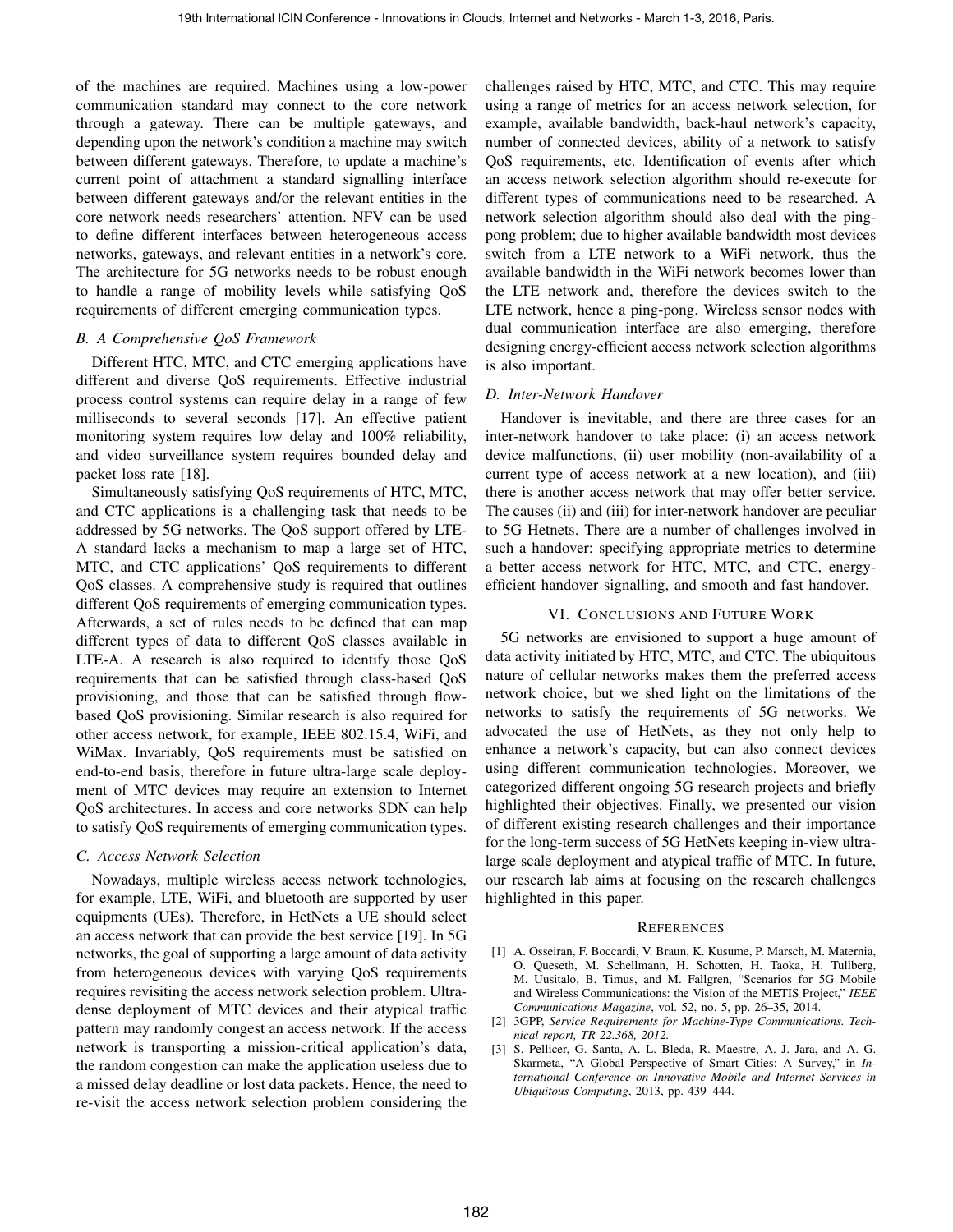of the machines are required. Machines using a low-power communication standard may connect to the core network through a gateway. There can be multiple gateways, and depending upon the network's condition a machine may switch between different gateways. Therefore, to update a machine's current point of attachment a standard signalling interface between different gateways and/or the relevant entities in the core network needs researchers' attention. NFV can be used to define different interfaces between heterogeneous access networks, gateways, and relevant entities in a network's core. The architecture for 5G networks needs to be robust enough to handle a range of mobility levels while satisfying QoS requirements of different emerging communication types.

### *B. A Comprehensive QoS Framework*

Different HTC, MTC, and CTC emerging applications have different and diverse QoS requirements. Effective industrial process control systems can require delay in a range of few milliseconds to several seconds [17]. An effective patient monitoring system requires low delay and 100% reliability, and video surveillance system requires bounded delay and packet loss rate [18].

Simultaneously satisfying QoS requirements of HTC, MTC, and CTC applications is a challenging task that needs to be addressed by 5G networks. The QoS support offered by LTE-A standard lacks a mechanism to map a large set of HTC, MTC, and CTC applications' QoS requirements to different QoS classes. A comprehensive study is required that outlines different QoS requirements of emerging communication types. Afterwards, a set of rules needs to be defined that can map different types of data to different QoS classes available in LTE-A. A research is also required to identify those QoS requirements that can be satisfied through class-based QoS provisioning, and those that can be satisfied through flow-based QoS provisioning. Similar research is also required for other access network, for example, IEEE 802.15.4, WiFi, and WiMax. Invariably, QoS requirements must be satisfied on end-to-end basis, therefore in future ultra-large scale deployment of MTC devices may require an extension to Internet QoS architectures. In access and core networks SDN can help to satisfy QoS requirements of emerging communication types.

### *C. Access Network Selection*

Nowadays, multiple wireless access network technologies, for example, LTE, WiFi, and bluetooth are supported by user equipments (UEs). Therefore, in HetNets a UE should select an access network that can provide the best service [19]. In 5G networks, the goal of supporting a large amount of data activity from heterogeneous devices with varying QoS requirements requires revisiting the access network selection problem. Ultra-dense deployment of MTC devices and their atypical traffic pattern may randomly congest an access network. If the access network is transporting a mission-critical application's data, the random congestion can make the application useless due to a missed delay deadline or lost data packets. Hence, the need to re-visit the access network selection problem considering the challenges raised by HTC, MTC, and CTC. This may require using a range of metrics for an access network selection, for example, available bandwidth, back-haul network's capacity, number of connected devices, ability of a network to satisfy QoS requirements, etc. Identification of events after which an access network selection algorithm should re-execute for different types of communications need to be researched. A network selection algorithm should also deal with the ping-pong problem; due to higher available bandwidth most devices switch from a LTE network to a WiFi network, thus the available bandwidth in the WiFi network becomes lower than the LTE network and, therefore the devices switch to the LTE network, hence a ping-pong. Wireless sensor nodes with dual communication interface are also emerging, therefore designing energy-efficient access network selection algorithms is also important.

### *D. Inter-Network Handover*

Handover is inevitable, and there are three cases for an inter-network handover to take place: (i) an access network device malfunctions, (ii) user mobility (non-availability of a current type of access network at a new location), and (iii) there is another access network that may offer better service. The causes (ii) and (iii) for inter-network handover are peculiar to 5G Hetnets. There are a number of challenges involved in such a handover: specifying appropriate metrics to determine a better access network for HTC, MTC, and CTC, energy-efficient handover signalling, and smooth and fast handover.

## VI. Conclusions and Future Work

5G networks are envisioned to support a huge amount of data activity initiated by HTC, MTC, and CTC. The ubiquitous nature of cellular networks makes them the preferred access network choice, but we shed light on the limitations of the networks to satisfy the requirements of 5G networks. We advocated the use of HetNets, as they not only help to enhance a network's capacity, but can also connect devices using different communication technologies. Moreover, we categorized different ongoing 5G research projects and briefly highlighted their objectives. Finally, we presented our vision of different existing research challenges and their importance for the long-term success of 5G HetNets keeping in-view ultra-large scale deployment and atypical traffic of MTC. In future, our research lab aims at focusing on the research challenges highlighted in this paper.

## References

[1] A. Osseiran, F. Boccardi, V. Braun, K. Kusume, P. Marsch, M. Maternia, O. Queseth, M. Schellmann, H. Schotten, H. Taoka, H. Tullberg, M. Uusitalo, B. Timus, and M. Fallgren, "Scenarios for 5G Mobile and Wireless Communications: the Vision of the METIS Project," *IEEE Communications Magazine*, vol. 52, no. 5, pp. 26–35, 2014.

[2] 3GPP, *Service Requirements for Machine-Type Communications. Technical report, TR 22.368, 2012.*

[3] S. Pellicer, G. Santa, A. L. Bleda, R. Maestre, A. J. Jara, and A. G. Skarmeta, "A Global Perspective of Smart Cities: A Survey," in *International Conference on Innovative Mobile and Internet Services in Ubiquitous Computing*, 2013, pp. 439–444.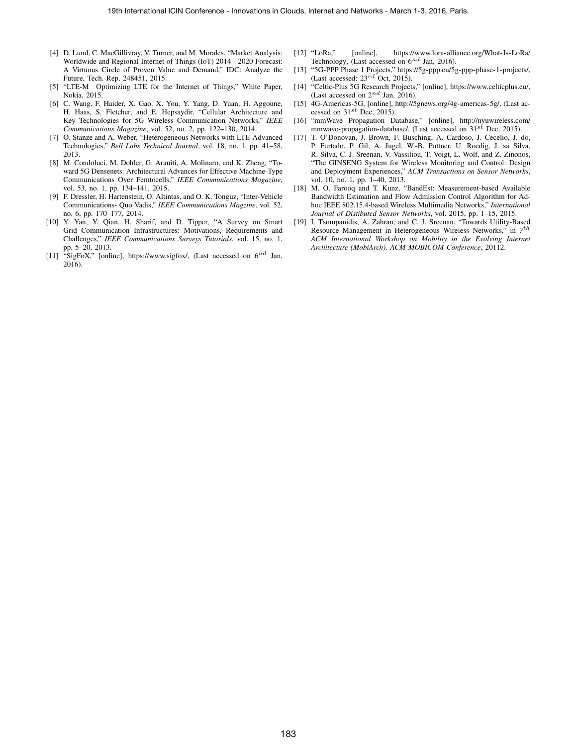[4] D. Lund, C. MacGillivray, V. Turner, and M. Morales, "Market Analysis: Worldwide and Regional Internet of Things (IoT) 2014 - 2020 Forecast: A Virtuous Circle of Proven Value and Demand," IDC: Analyze the Future, Tech. Rep. 248451, 2015.

[5] "LTE-M Optimizing LTE for the Internet of Things," White Paper, Nokia, 2015.

[6] C. Wang, F. Haider, X. Gao, X. You, Y. Yang, D. Yuan, H. Aggoune, H. Haas, S. Fletcher, and E. Hepsaydir, "Cellular Architecture and Key Technologies for 5G Wireless Communication Networks," *IEEE Communications Magazine*, vol. 52, no. 2, pp. 122–130, 2014.

[7] O. Stanze and A. Weber, "Heterogeneous Networks with LTE-Advanced Technologies," *Bell Labs Technical Journal*, vol. 18, no. 1, pp. 41–58, 2013.

[8] M. Condoluci, M. Dohler, G. Araniti, A. Molinaro, and K. Zheng, "Toward 5G Densenets: Architectural Advances for Effective Machine-Type Communications Over Femtocells," *IEEE Communications Magazine*, vol. 53, no. 1, pp. 134–141, 2015.

[9] F. Dressler, H. Hartenstein, O. Altintas, and O. K. Tonguz, "Inter-Vehicle Communications- Quo Vadis," *IEEE Communications Magzine*, vol. 52, no. 6, pp. 170–177, 2014.

[10] Y. Yan, Y. Qian, H. Sharif, and D. Tipper, "A Survey on Smart Grid Communication Infrastructures: Motivations, Requirements and Challenges," *IEEE Communications Surveys Tutorials*, vol. 15, no. 1, pp. 5–20, 2013.

[11] "SigFoX," [online], https://www.sigfox/, (Last accessed on $6^{nd}$ Jan, 2016).

[12] "LoRa," [online], https://www.lora-alliance.org/What-Is-LoRa/Technology, (Last accessed on $6^{nd}$ Jan, 2016).

[13] "5G-PPP Phase 1 Projects," https://5g-ppp.eu/5g-ppp-phase-1-projects/, (Last accessed: $23^{rd}$ Oct, 2015).

[14] "Celtic-Plus 5G Research Projects," [online], https://www.celticplus.eu/, (Last accessed on $2^{nd}$ Jan, 2016).

[15] 4G-Americas-5G, [online], http://5gnews.org/4g-americas-5g/, (Last accessed on $31^{st}$ Dec, 2015).

[16] "mmWave Propagation Database," [online], http://nyuwireless.com/mmwave-propagation-database/, (Last accessed on $31^{st}$ Dec, 2015).

[17] T. O'Donovan, J. Brown, F. Busching, A. Cardoso, J. Cecelio, J. do, P. Furtado, P. Gil, A. Jugel, W.-B. Pottner, U. Roedig, J. sa Silva, R. Silva, C. J. Sreenan, V. Vassiliou, T. Voigt, L. Wolf, and Z. Zinonos, "The GINSENG System for Wireless Monitoring and Control: Design and Deployment Experiences," *ACM Transactions on Sensor Networks*, vol. 10, no. 1, pp. 1–40, 2013.

[18] M. O. Farooq and T. Kunz, "BandEst: Measurement-based Available Bandwidth Estimation and Flow Admission Control Algorithm for Adhoc IEEE 802.15.4-based Wireless Multimedia Networks," *International Journal of Distibuted Sensor Networks*, vol. 2015, pp. 1–15, 2015.

[19] I. Tsompanidis, A. Zahran, and C. J. Sreenan, "Towards Utility-Based Resource Management in Heterogeneous Wireless Networks," in *$7^{th}$ ACM International Workshop on Mobility in the Evolving Internet Architecture (MobiArch), ACM MOBICOM Conference*, 20112.